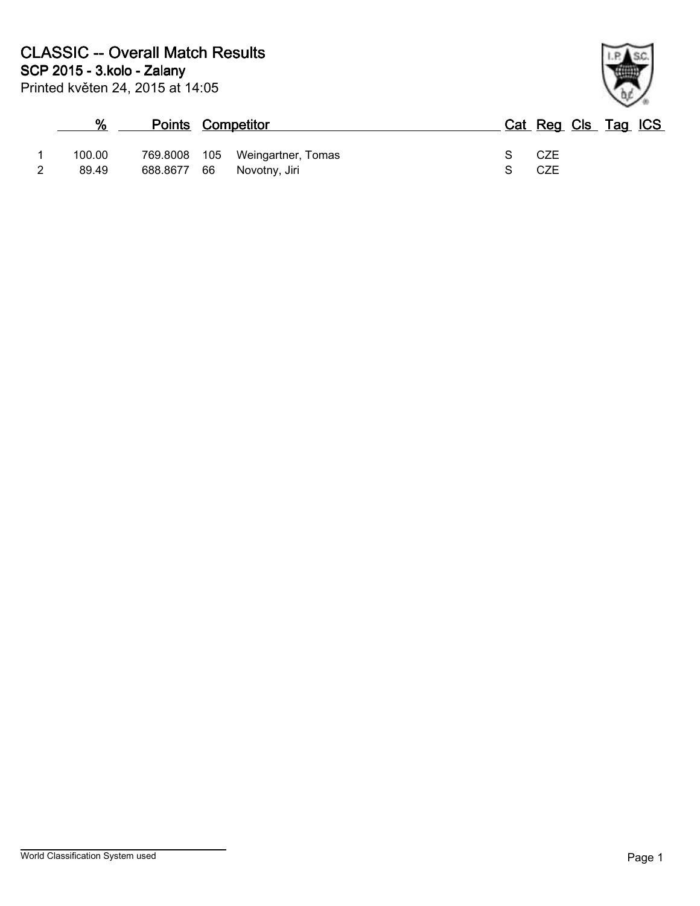# CLASSIC -- Overall Match Results

## SCP 2015 - 3.kolo - Zalany

Printed květen 24, 2015 at 14:05

| | % | Points | Competitor | | Cat | Reg | Cls | Tag | ICS |
|---|---|---|---|---|---|---|---|---|---|
| 1 | 100.00 | 769.8008 | 105 | Weingartner, Tomas | S | CZE | | | |
| 2 | 89.49 | 688.8677 | 66 | Novotny, Jiri | S | CZE | | | |

World Classification System used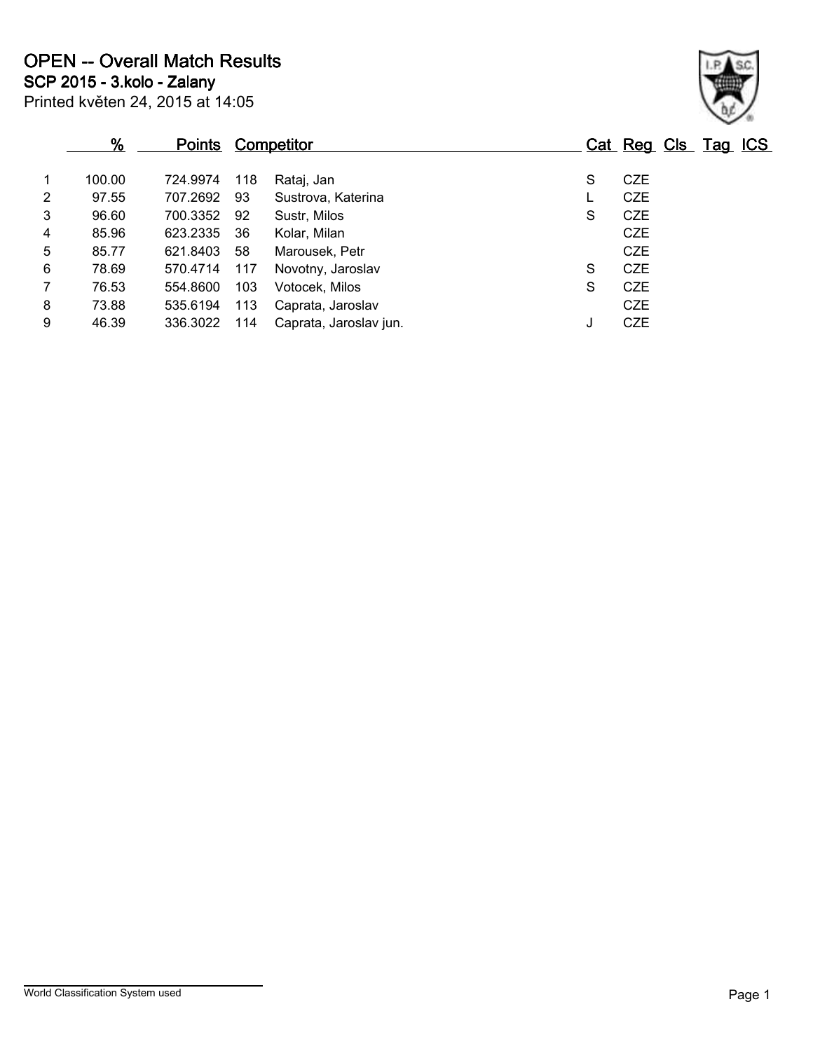# OPEN -- Overall Match Results

## SCP 2015 - 3.kolo - Zalany

Printed květen 24, 2015 at 14:05

| | % | Points | Competitor | | Cat | Reg | Cls | Tag | ICS |
|---|---|---|---|---|---|---|---|---|---|
| 1 | 100.00 | 724.9974 | 118 | Rataj, Jan | S | CZE | | | |
| 2 | 97.55 | 707.2692 | 93 | Sustrova, Katerina | L | CZE | | | |
| 3 | 96.60 | 700.3352 | 92 | Sustr, Milos | S | CZE | | | |
| 4 | 85.96 | 623.2335 | 36 | Kolar, Milan | | CZE | | | |
| 5 | 85.77 | 621.8403 | 58 | Marousek, Petr | | CZE | | | |
| 6 | 78.69 | 570.4714 | 117 | Novotny, Jaroslav | S | CZE | | | |
| 7 | 76.53 | 554.8600 | 103 | Votocek, Milos | S | CZE | | | |
| 8 | 73.88 | 535.6194 | 113 | Caprata, Jaroslav | | CZE | | | |
| 9 | 46.39 | 336.3022 | 114 | Caprata, Jaroslav jun. | J | CZE | | | |

World Classification System used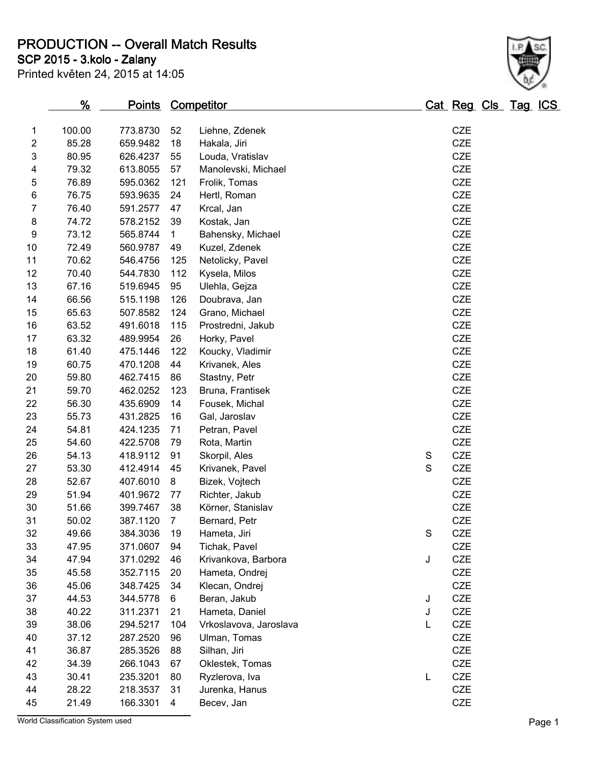# PRODUCTION -- Overall Match Results

## SCP 2015 - 3.kolo - Zalany

Printed květen 24, 2015 at 14:05

|  | % | Points | Competitor |  | Cat | Reg | Cls | Tag | ICS |
|---|---|---|---|---|---|---|---|---|---|
| 1 | 100.00 | 773.8730 | 52 | Liehne, Zdenek |  | CZE |  |  |  |
| 2 | 85.28 | 659.9482 | 18 | Hakala, Jiri |  | CZE |  |  |  |
| 3 | 80.95 | 626.4237 | 55 | Louda, Vratislav |  | CZE |  |  |  |
| 4 | 79.32 | 613.8055 | 57 | Manolevski, Michael |  | CZE |  |  |  |
| 5 | 76.89 | 595.0362 | 121 | Frolik, Tomas |  | CZE |  |  |  |
| 6 | 76.75 | 593.9635 | 24 | Hertl, Roman |  | CZE |  |  |  |
| 7 | 76.40 | 591.2577 | 47 | Krcal, Jan |  | CZE |  |  |  |
| 8 | 74.72 | 578.2152 | 39 | Kostak, Jan |  | CZE |  |  |  |
| 9 | 73.12 | 565.8744 | 1 | Bahensky, Michael |  | CZE |  |  |  |
| 10 | 72.49 | 560.9787 | 49 | Kuzel, Zdenek |  | CZE |  |  |  |
| 11 | 70.62 | 546.4756 | 125 | Netolicky, Pavel |  | CZE |  |  |  |
| 12 | 70.40 | 544.7830 | 112 | Kysela, Milos |  | CZE |  |  |  |
| 13 | 67.16 | 519.6945 | 95 | Ulehla, Gejza |  | CZE |  |  |  |
| 14 | 66.56 | 515.1198 | 126 | Doubrava, Jan |  | CZE |  |  |  |
| 15 | 65.63 | 507.8582 | 124 | Grano, Michael |  | CZE |  |  |  |
| 16 | 63.52 | 491.6018 | 115 | Prostredni, Jakub |  | CZE |  |  |  |
| 17 | 63.32 | 489.9954 | 26 | Horky, Pavel |  | CZE |  |  |  |
| 18 | 61.40 | 475.1446 | 122 | Koucky, Vladimir |  | CZE |  |  |  |
| 19 | 60.75 | 470.1208 | 44 | Krivanek, Ales |  | CZE |  |  |  |
| 20 | 59.80 | 462.7415 | 86 | Stastny, Petr |  | CZE |  |  |  |
| 21 | 59.70 | 462.0252 | 123 | Bruna, Frantisek |  | CZE |  |  |  |
| 22 | 56.30 | 435.6909 | 14 | Fousek, Michal |  | CZE |  |  |  |
| 23 | 55.73 | 431.2825 | 16 | Gal, Jaroslav |  | CZE |  |  |  |
| 24 | 54.81 | 424.1235 | 71 | Petran, Pavel |  | CZE |  |  |  |
| 25 | 54.60 | 422.5708 | 79 | Rota, Martin |  | CZE |  |  |  |
| 26 | 54.13 | 418.9112 | 91 | Skorpil, Ales | S | CZE |  |  |  |
| 27 | 53.30 | 412.4914 | 45 | Krivanek, Pavel | S | CZE |  |  |  |
| 28 | 52.67 | 407.6010 | 8 | Bizek, Vojtech |  | CZE |  |  |  |
| 29 | 51.94 | 401.9672 | 77 | Richter, Jakub |  | CZE |  |  |  |
| 30 | 51.66 | 399.7467 | 38 | Körner, Stanislav |  | CZE |  |  |  |
| 31 | 50.02 | 387.1120 | 7 | Bernard, Petr |  | CZE |  |  |  |
| 32 | 49.66 | 384.3036 | 19 | Hameta, Jiri | S | CZE |  |  |  |
| 33 | 47.95 | 371.0607 | 94 | Tichak, Pavel |  | CZE |  |  |  |
| 34 | 47.94 | 371.0292 | 46 | Krivankova, Barbora | J | CZE |  |  |  |
| 35 | 45.58 | 352.7115 | 20 | Hameta, Ondrej |  | CZE |  |  |  |
| 36 | 45.06 | 348.7425 | 34 | Klecan, Ondrej |  | CZE |  |  |  |
| 37 | 44.53 | 344.5778 | 6 | Beran, Jakub | J | CZE |  |  |  |
| 38 | 40.22 | 311.2371 | 21 | Hameta, Daniel | J | CZE |  |  |  |
| 39 | 38.06 | 294.5217 | 104 | Vrkoslavova, Jaroslava | L | CZE |  |  |  |
| 40 | 37.12 | 287.2520 | 96 | Ulman, Tomas |  | CZE |  |  |  |
| 41 | 36.87 | 285.3526 | 88 | Silhan, Jiri |  | CZE |  |  |  |
| 42 | 34.39 | 266.1043 | 67 | Oklestek, Tomas |  | CZE |  |  |  |
| 43 | 30.41 | 235.3201 | 80 | Ryzlerova, Iva | L | CZE |  |  |  |
| 44 | 28.22 | 218.3537 | 31 | Jurenka, Hanus |  | CZE |  |  |  |
| 45 | 21.49 | 166.3301 | 4 | Becev, Jan |  | CZE |  |  |  |

World Classification System used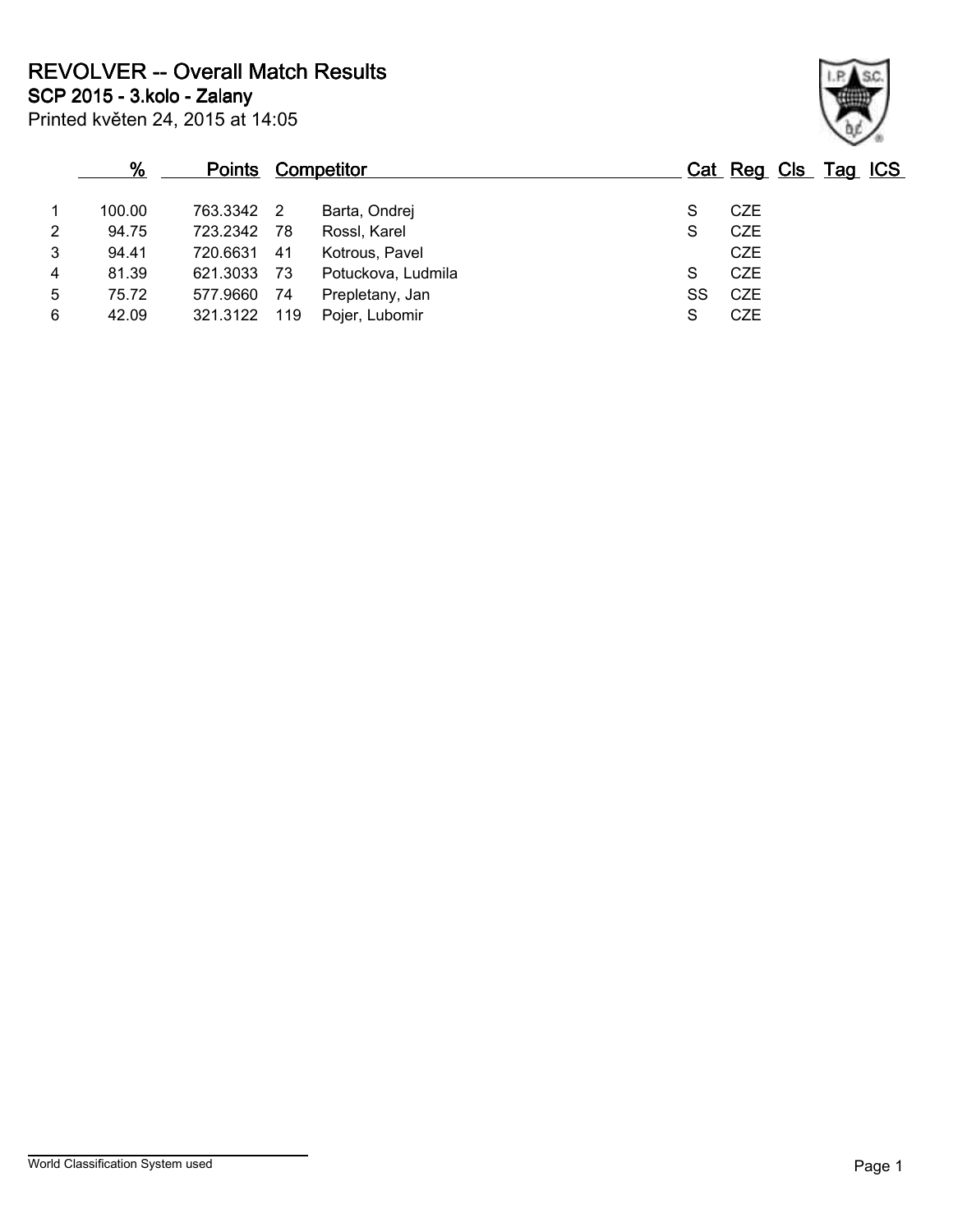# REVOLVER -- Overall Match Results

## SCP 2015 - 3.kolo - Zalany

Printed květen 24, 2015 at 14:05

| | % | Points | | Competitor | Cat | Reg | Cls | Tag | ICS |
|---|---|---|---|---|---|---|---|---|---|
| 1 | 100.00 | 763.3342 | 2 | Barta, Ondrej | S | CZE | | | |
| 2 | 94.75 | 723.2342 | 78 | Rossl, Karel | S | CZE | | | |
| 3 | 94.41 | 720.6631 | 41 | Kotrous, Pavel | | CZE | | | |
| 4 | 81.39 | 621.3033 | 73 | Potuckova, Ludmila | S | CZE | | | |
| 5 | 75.72 | 577.9660 | 74 | Prepletany, Jan | SS | CZE | | | |
| 6 | 42.09 | 321.3122 | 119 | Pojer, Lubomir | S | CZE | | | |

World Classification System used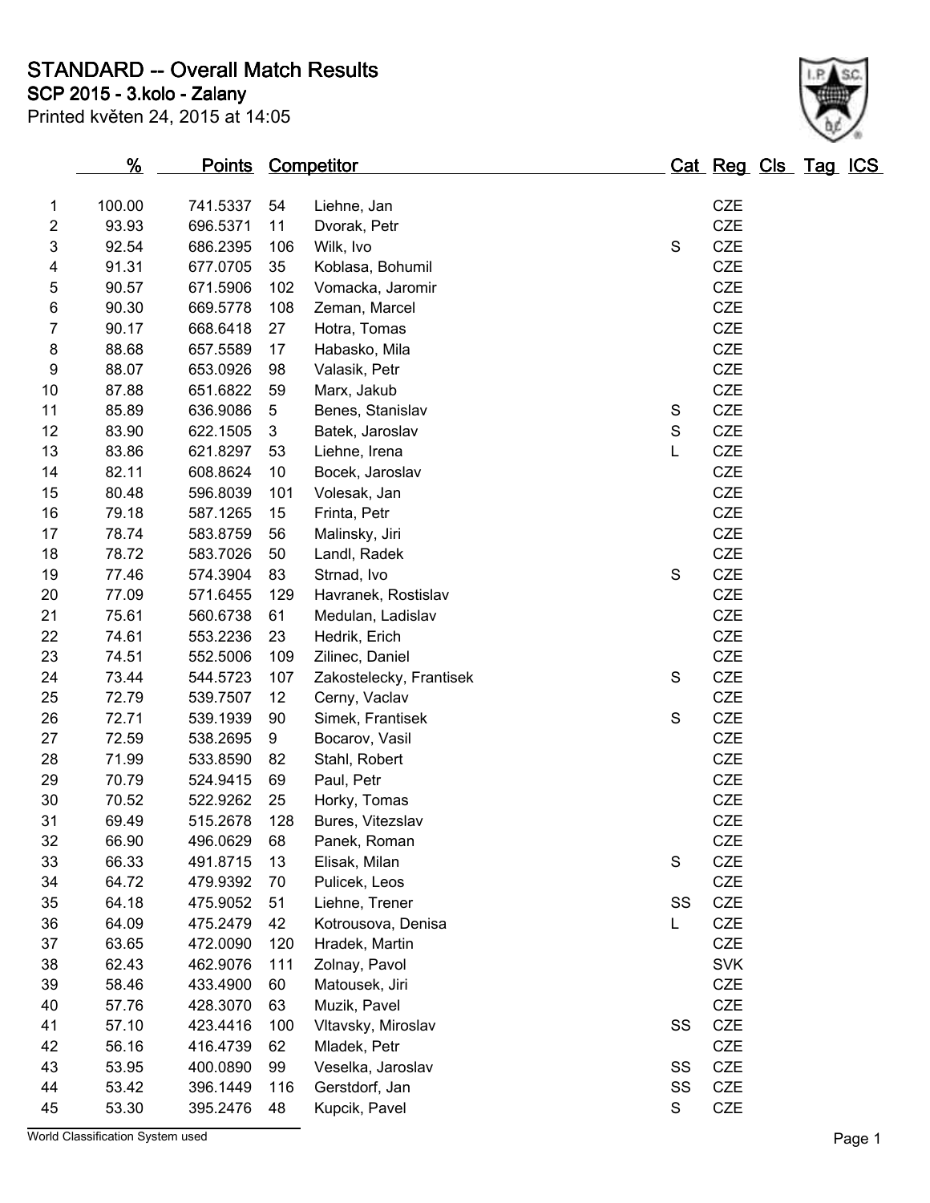# STANDARD -- Overall Match Results

## SCP 2015 - 3.kolo - Zalany

Printed květen 24, 2015 at 14:05

| | % | Points | Competitor | | Cat | Reg | Cls | Tag | ICS |
|---|---|---|---|---|---|---|---|---|---|
| 1 | 100.00 | 741.5337 | 54 | Liehne, Jan | | CZE | | | |
| 2 | 93.93 | 696.5371 | 11 | Dvorak, Petr | | CZE | | | |
| 3 | 92.54 | 686.2395 | 106 | Wilk, Ivo | S | CZE | | | |
| 4 | 91.31 | 677.0705 | 35 | Koblasa, Bohumil | | CZE | | | |
| 5 | 90.57 | 671.5906 | 102 | Vomacka, Jaromir | | CZE | | | |
| 6 | 90.30 | 669.5778 | 108 | Zeman, Marcel | | CZE | | | |
| 7 | 90.17 | 668.6418 | 27 | Hotra, Tomas | | CZE | | | |
| 8 | 88.68 | 657.5589 | 17 | Habasko, Mila | | CZE | | | |
| 9 | 88.07 | 653.0926 | 98 | Valasik, Petr | | CZE | | | |
| 10 | 87.88 | 651.6822 | 59 | Marx, Jakub | | CZE | | | |
| 11 | 85.89 | 636.9086 | 5 | Benes, Stanislav | S | CZE | | | |
| 12 | 83.90 | 622.1505 | 3 | Batek, Jaroslav | S | CZE | | | |
| 13 | 83.86 | 621.8297 | 53 | Liehne, Irena | L | CZE | | | |
| 14 | 82.11 | 608.8624 | 10 | Bocek, Jaroslav | | CZE | | | |
| 15 | 80.48 | 596.8039 | 101 | Volesak, Jan | | CZE | | | |
| 16 | 79.18 | 587.1265 | 15 | Frinta, Petr | | CZE | | | |
| 17 | 78.74 | 583.8759 | 56 | Malinsky, Jiri | | CZE | | | |
| 18 | 78.72 | 583.7026 | 50 | Landl, Radek | | CZE | | | |
| 19 | 77.46 | 574.3904 | 83 | Strnad, Ivo | S | CZE | | | |
| 20 | 77.09 | 571.6455 | 129 | Havranek, Rostislav | | CZE | | | |
| 21 | 75.61 | 560.6738 | 61 | Medulan, Ladislav | | CZE | | | |
| 22 | 74.61 | 553.2236 | 23 | Hedrik, Erich | | CZE | | | |
| 23 | 74.51 | 552.5006 | 109 | Zilinec, Daniel | | CZE | | | |
| 24 | 73.44 | 544.5723 | 107 | Zakostelecky, Frantisek | S | CZE | | | |
| 25 | 72.79 | 539.7507 | 12 | Cerny, Vaclav | | CZE | | | |
| 26 | 72.71 | 539.1939 | 90 | Simek, Frantisek | S | CZE | | | |
| 27 | 72.59 | 538.2695 | 9 | Bocarov, Vasil | | CZE | | | |
| 28 | 71.99 | 533.8590 | 82 | Stahl, Robert | | CZE | | | |
| 29 | 70.79 | 524.9415 | 69 | Paul, Petr | | CZE | | | |
| 30 | 70.52 | 522.9262 | 25 | Horky, Tomas | | CZE | | | |
| 31 | 69.49 | 515.2678 | 128 | Bures, Vitezslav | | CZE | | | |
| 32 | 66.90 | 496.0629 | 68 | Panek, Roman | | CZE | | | |
| 33 | 66.33 | 491.8715 | 13 | Elisak, Milan | S | CZE | | | |
| 34 | 64.72 | 479.9392 | 70 | Pulicek, Leos | | CZE | | | |
| 35 | 64.18 | 475.9052 | 51 | Liehne, Trener | SS | CZE | | | |
| 36 | 64.09 | 475.2479 | 42 | Kotrousova, Denisa | L | CZE | | | |
| 37 | 63.65 | 472.0090 | 120 | Hradek, Martin | | CZE | | | |
| 38 | 62.43 | 462.9076 | 111 | Zolnay, Pavol | | SVK | | | |
| 39 | 58.46 | 433.4900 | 60 | Matousek, Jiri | | CZE | | | |
| 40 | 57.76 | 428.3070 | 63 | Muzik, Pavel | | CZE | | | |
| 41 | 57.10 | 423.4416 | 100 | Vltavsky, Miroslav | SS | CZE | | | |
| 42 | 56.16 | 416.4739 | 62 | Mladek, Petr | | CZE | | | |
| 43 | 53.95 | 400.0890 | 99 | Veselka, Jaroslav | SS | CZE | | | |
| 44 | 53.42 | 396.1449 | 116 | Gerstdorf, Jan | SS | CZE | | | |
| 45 | 53.30 | 395.2476 | 48 | Kupcik, Pavel | S | CZE | | | |

World Classification System used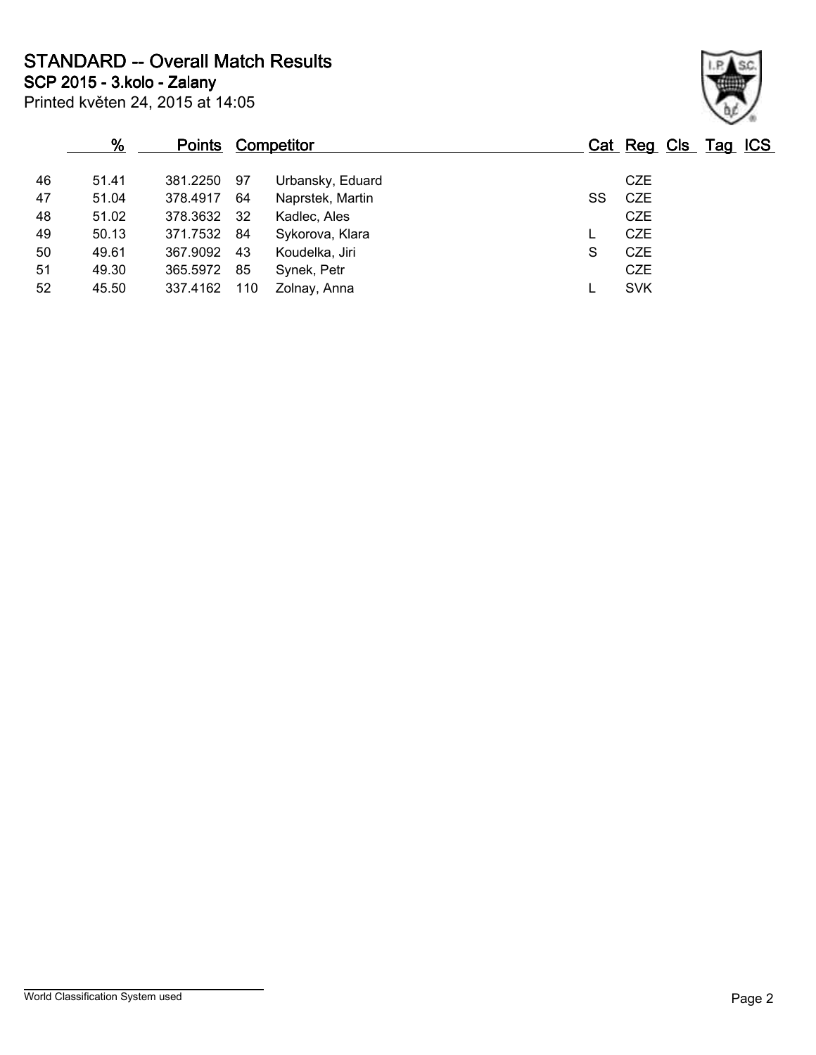# STANDARD -- Overall Match Results

## SCP 2015 - 3.kolo - Zalany

Printed květen 24, 2015 at 14:05

| | % | Points | | Competitor | Cat | Reg | Cls | Tag | ICS |
|---|---|---|---|---|---|---|---|---|---|
| 46 | 51.41 | 381.2250 | 97 | Urbansky, Eduard | | CZE | | | |
| 47 | 51.04 | 378.4917 | 64 | Naprstek, Martin | SS | CZE | | | |
| 48 | 51.02 | 378.3632 | 32 | Kadlec, Ales | | CZE | | | |
| 49 | 50.13 | 371.7532 | 84 | Sykorova, Klara | L | CZE | | | |
| 50 | 49.61 | 367.9092 | 43 | Koudelka, Jiri | S | CZE | | | |
| 51 | 49.30 | 365.5972 | 85 | Synek, Petr | | CZE | | | |
| 52 | 45.50 | 337.4162 | 110 | Zolnay, Anna | L | SVK | | | |

World Classification System used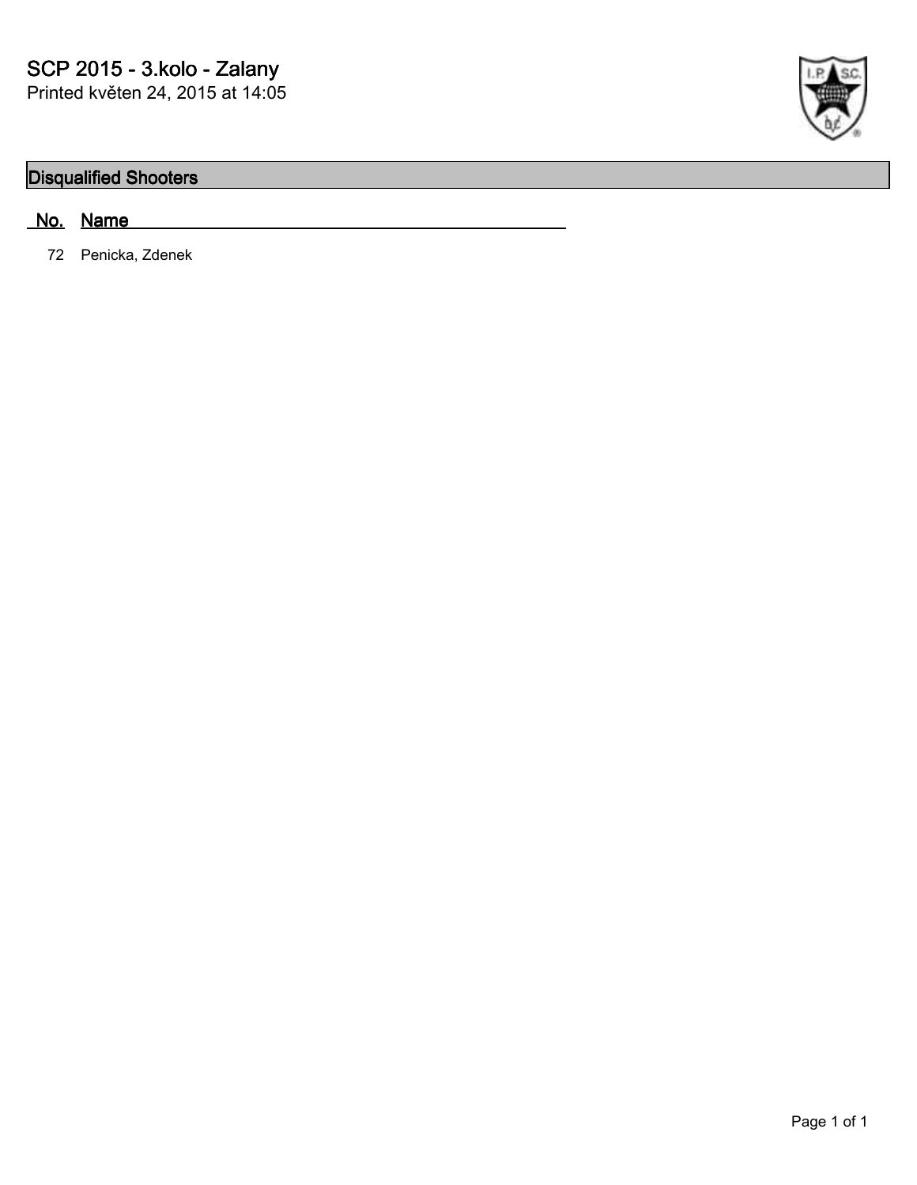# SCP 2015 - 3.kolo - Zalany

Printed květen 24, 2015 at 14:05

## Disqualified Shooters

| No. | Name |
| --- | --- |
| 72 | Penicka, Zdenek |